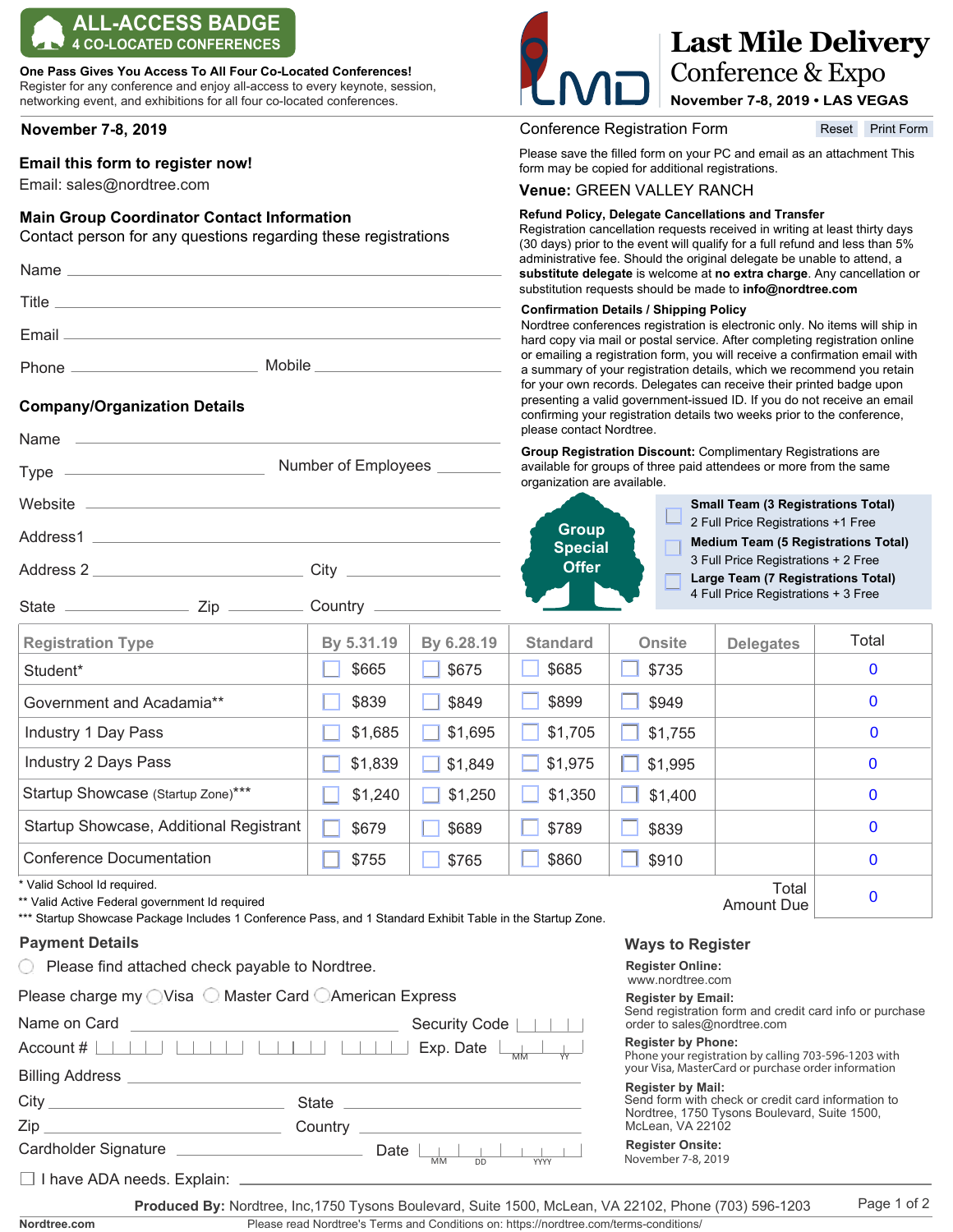# ALL-ACCESS BADGE
## 4 CO-LOCATED CONFERENCES

**One Pass Gives You Access To All Four Co-Located Conferences!**
Register for any conference and enjoy all-access to every keynote, session, networking event, and exhibitions for all four co-located conferences.

# Last Mile Delivery Conference & Expo

**November 7-8, 2019 • LAS VEGAS**

**November 7-8, 2019**

Conference Registration Form

Reset | Print Form

### Email this form to register now!

Email: sales@nordtree.com

### Main Group Coordinator Contact Information

Contact person for any questions regarding these registrations

Name ______________________

Title ______________________

Email ______________________

Phone ______________ Mobile ______________

### Company/Organization Details

Name ______________________

Type ______________ Number of Employees ________

Website ______________________

Address1 ______________________

Address 2 ______________ City ______________

State ________ Zip ________ Country ______________

Please save the filled form on your PC and email as an attachment This form may be copied for additional registrations.

**Venue:** GREEN VALLEY RANCH

**Refund Policy, Delegate Cancellations and Transfer**
Registration cancellation requests received in writing at least thirty days (30 days) prior to the event will qualify for a full refund and less than 5% administrative fee. Should the original delegate be unable to attend, a **substitute delegate** is welcome at **no extra charge**. Any cancellation or substitution requests should be made to **info@nordtree.com**

**Confirmation Details / Shipping Policy**
Nordtree conferences registration is electronic only. No items will ship in hard copy via mail or postal service. After completing registration online or emailing a registration form, you will receive a confirmation email with a summary of your registration details, which we recommend you retain for your own records. Delegates can receive their printed badge upon presenting a valid government-issued ID. If you do not receive an email confirming your registration details two weeks prior to the conference, please contact Nordtree.

**Group Registration Discount:** Complimentary Registrations are available for groups of three paid attendees or more from the same organization are available.

**Group Special Offer**

- ☐ **Small Team (3 Registrations Total)** 2 Full Price Registrations +1 Free
- ☐ **Medium Team (5 Registrations Total)** 3 Full Price Registrations + 2 Free
- ☐ **Large Team (7 Registrations Total)** 4 Full Price Registrations + 3 Free

| Registration Type | By 5.31.19 | By 6.28.19 | Standard | Onsite | Delegates | Total |
|---|---|---|---|---|---|---|
| Student* | ☐ $665 | ☐ $675 | ☐ $685 | ☐ $735 | | 0 |
| Government and Acadamia** | ☐ $839 | ☐ $849 | ☐ $899 | ☐ $949 | | 0 |
| Industry 1 Day Pass | ☐ $1,685 | ☐ $1,695 | ☐ $1,705 | ☐ $1,755 | | 0 |
| Industry 2 Days Pass | ☐ $1,839 | ☐ $1,849 | ☐ $1,975 | ☐ $1,995 | | 0 |
| Startup Showcase (Startup Zone)*** | ☐ $1,240 | ☐ $1,250 | ☐ $1,350 | ☐ $1,400 | | 0 |
| Startup Showcase, Additional Registrant | ☐ $679 | ☐ $689 | ☐ $789 | ☐ $839 | | 0 |
| Conference Documentation | ☐ $755 | ☐ $765 | ☐ $860 | ☐ $910 | | 0 |
| | | | | | Total Amount Due | 0 |

\* Valid School Id required.
** Valid Active Federal government Id required
*** Startup Showcase Package Includes 1 Conference Pass, and 1 Standard Exhibit Table in the Startup Zone.

### Payment Details

○ Please find attached check payable to Nordtree.

Please charge my ○ Visa ○ Master Card ○ American Express

Name on Card ______________ Security Code ____

Account # ________________ Exp. Date MM / YY

Billing Address ______________________

City ______________ State ______________

Zip ______________ Country ______________

Cardholder Signature ______________ Date MM DD YYYY

☐ I have ADA needs. Explain: ______________

### Ways to Register

**Register Online:**
www.nordtree.com

**Register by Email:**
Send registration form and credit card info or purchase order to sales@nordtree.com

**Register by Phone:**
Phone your registration by calling 703-596-1203 with your Visa, MasterCard or purchase order information

**Register by Mail:**
Send form with check or credit card information to Nordtree, 1750 Tysons Boulevard, Suite 1500, McLean, VA 22102

**Register Onsite:**
November 7-8, 2019

**Produced By:** Nordtree, Inc,1750 Tysons Boulevard, Suite 1500, McLean, VA 22102, Phone (703) 596-1203

Nordtree.com

Please read Nordtree's Terms and Conditions on: https://nordtree.com/terms-conditions/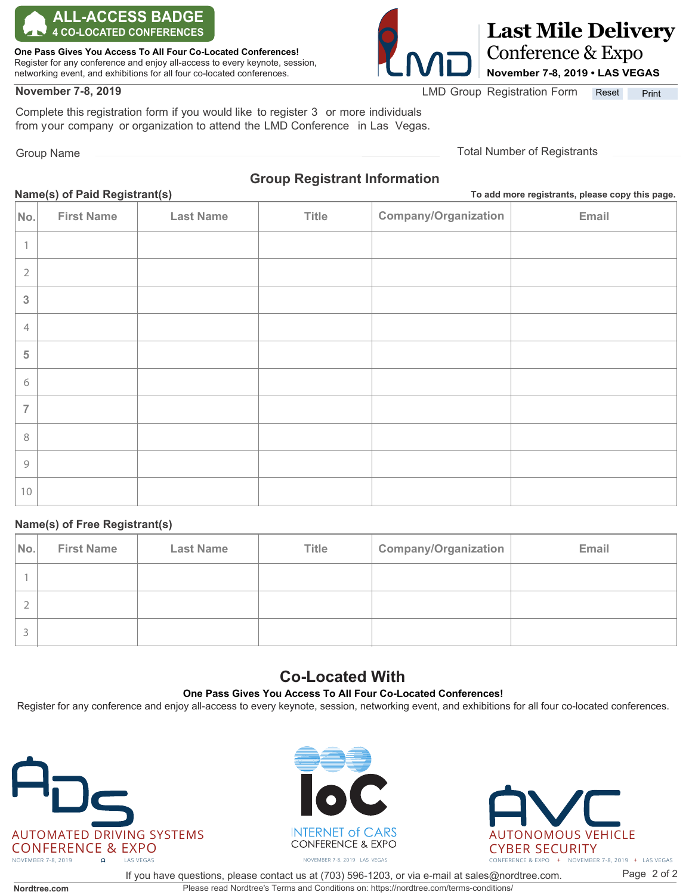**ALL-ACCESS BADGE**
**4 CO-LOCATED CONFERENCES**

**One Pass Gives You Access To All Four Co-Located Conferences!**
Register for any conference and enjoy all-access to every keynote, session, networking event, and exhibitions for all four co-located conferences.

# Last Mile Delivery Conference & Expo

**November 7-8, 2019 • LAS VEGAS**

**November 7-8, 2019**

LMD Group Registration Form

Reset | Print

Complete this registration form if you would like to register 3 or more individuals from your company or organization to attend the LMD Conference in Las Vegas.

Group Name ______________________ Total Number of Registrants ______________

## Group Registrant Information

**Name(s) of Paid Registrant(s)**

**To add more registrants, please copy this page.**

| No. | First Name | Last Name | Title | Company/Organization | Email |
|---|---|---|---|---|---|
| 1 | | | | | |
| 2 | | | | | |
| 3 | | | | | |
| 4 | | | | | |
| 5 | | | | | |
| 6 | | | | | |
| 7 | | | | | |
| 8 | | | | | |
| 9 | | | | | |
| 10 | | | | | |

**Name(s) of Free Registrant(s)**

| No. | First Name | Last Name | Title | Company/Organization | Email |
|---|---|---|---|---|---|
| 1 | | | | | |
| 2 | | | | | |
| 3 | | | | | |

## Co-Located With

**One Pass Gives You Access To All Four Co-Located Conferences!**

Register for any conference and enjoy all-access to every keynote, session, networking event, and exhibitions for all four co-located conferences.

ADS
AUTOMATED DRIVING SYSTEMS CONFERENCE & EXPO
NOVEMBER 7-8, 2019 LAS VEGAS

IoC
INTERNET of CARS CONFERENCE & EXPO
NOVEMBER 7-8, 2019 LAS VEGAS

AVC
AUTONOMOUS VEHICLE CYBER SECURITY
CONFERENCE & EXPO + NOVEMBER 7-8, 2019 + LAS VEGAS

If you have questions, please contact us at (703) 596-1203, or via e-mail at sales@nordtree.com.

Nordtree.com

Please read Nordtree's Terms and Conditions on: https://nordtree.com/terms-conditions/